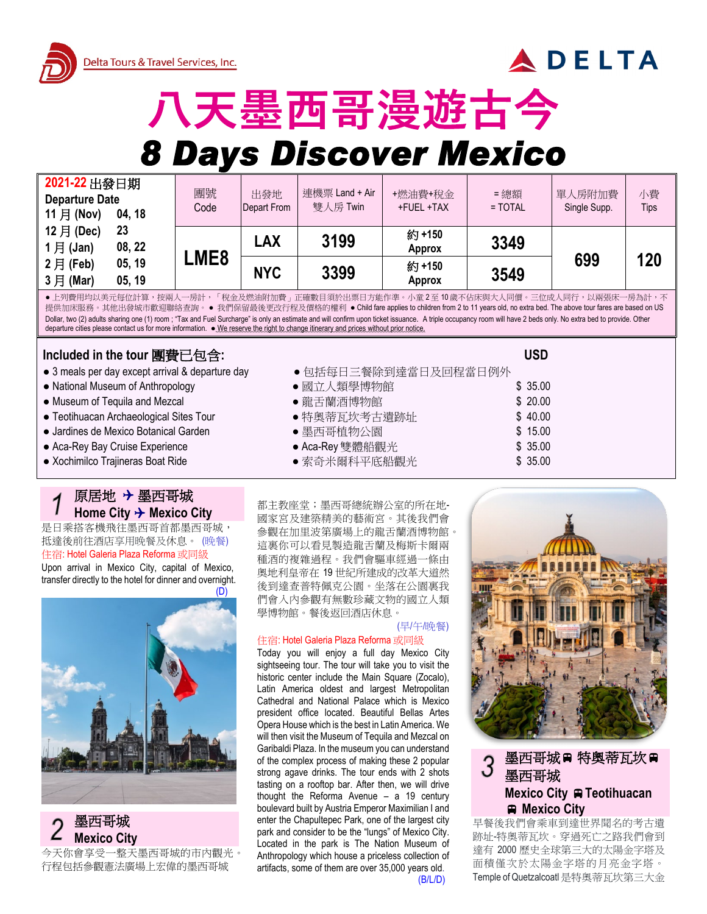Delta Tours & Travel Services, Inc.

DELTA

# 八天墨西哥漫遊古今

# 8 Days Discover Mexico

| 2021-22 出發日期 Departure Date | 團號 Code | 出發地 Depart From | 連機票 Land + Air 雙人房 Twin | +燃油費+稅金 +FUEL +TAX | = 總額 = TOTAL | 單人房附加費 Single Supp. | 小費 Tips |
|---|---|---|---|---|---|---|---|
| 11 月 (Nov) 04, 18<br>12 月 (Dec) 23<br>1 月 (Jan) 08, 22<br>2 月 (Feb) 05, 19<br>3 月 (Mar) 05, 19 | LME8 | LAX | 3199 | 約 +150 Approx | 3349 | 699 | 120 |
| | | NYC | 3399 | 約 +150 Approx | 3549 | | |

● 上列費用均以美元每位計算，按兩人一房計，「稅金及燃油附加費」正確數目須於出票日方能作準。小童 2 至 10 歲不佔床與大人同價。三位成人同行，以兩張床一房為計，不提供加床服務。其他出發城市歡迎聯絡查詢。 ● 我們保留最後更改行程及價格的權利 ● Child fare applies to children from 2 to 11 years old, no extra bed. The above tour fares are based on US Dollar, two (2) adults sharing one (1) room ; "Tax and Fuel Surcharge" is only an estimate and will confirm upon ticket issuance. A triple occupancy room will have 2 beds only. No extra bed to provide. Other departure cities please contact us for more information. ● We reserve the right to change itinerary and prices without prior notice.

## Included in the tour 團費已包含:

| | | USD |
|---|---|---|
| ● 3 meals per day except arrival & departure day | ● 包括每日三餐除到達當日及回程當日例外 | |
| ● National Museum of Anthropology | ● 國立人類學博物館 | $ 35.00 |
| ● Museum of Tequila and Mezcal | ● 龍舌蘭酒博物館 | $ 20.00 |
| ● Teotihuacan Archaeological Sites Tour | ● 特奧蒂瓦坎考古遺跡址 | $ 40.00 |
| ● Jardines de Mexico Botanical Garden | ● 墨西哥植物公園 | $ 15.00 |
| ● Aca-Rey Bay Cruise Experience | ● Aca-Rey 雙體船觀光 | $ 35.00 |
| ● Xochimilco Trajineras Boat Ride | ● 索奇米爾科平底船觀光 | $ 35.00 |

## 1 原居地 ✈ 墨西哥城 Home City ✈ Mexico City

是日乘搭客機飛往墨西哥首都墨西哥城，抵達後前往酒店享用晚餐及休息。 (晚餐)

住宿: Hotel Galeria Plaza Reforma 或同級

Upon arrival in Mexico City, capital of Mexico, transfer directly to the hotel for dinner and overnight. (D)

## 2 墨西哥城 Mexico City

今天你會享受一整天墨西哥城的市內觀光。行程包括參觀憲法廣場上宏偉的墨西哥城都主教座堂；墨西哥總統辦公室的所在地-國家宮及建築精美的藝術宮。其後我們會參觀在加里波第廣場上的龍舌蘭酒博物館。這裏你可以看見製造龍舌蘭及梅斯卡爾兩種酒的複雜過程。我們會驅車經過一條由奧地利皇帝在 19 世紀所建成的改革大道然後到達查普特佩克公園。坐落在公園裏我們會入內參觀有無數珍藏文物的國立人類學博物館。餐後返回酒店休息。 (早/午/晚餐)

住宿: Hotel Galeria Plaza Reforma 或同級

Today you will enjoy a full day Mexico City sightseeing tour. The tour will take you to visit the historic center include the Main Square (Zocalo), Latin America oldest and largest Metropolitan Cathedral and National Palace which is Mexico president office located. Beautiful Bellas Artes Opera House which is the best in Latin America. We will then visit the Museum of Tequila and Mezcal on Garibaldi Plaza. In the museum you can understand of the complex process of making these 2 popular strong agave drinks. The tour ends with 2 shots tasting on a rooftop bar. After then, we will drive thought the Reforma Avenue – a 19 century boulevard built by Austria Emperor Maximilian I and enter the Chapultepec Park, one of the largest city park and consider to be the "lungs" of Mexico City. Located in the park is The Nation Museum of Anthropology which house a priceless collection of artifacts, some of them are over 35,000 years old. (B/L/D)

## 3 墨西哥城 🚌 特奧蒂瓦坎 🚌 墨西哥城 Mexico City 🚌 Teotihuacan 🚌 Mexico City

早餐後我們會乘車到達世界聞名的考古遺跡址-特奧蒂瓦坎。穿過死亡之路我們會到達有 2000 歷史全球第三大的太陽金字塔及面積僅次於太陽金字塔的月亮金字塔。Temple of Quetzalcoatl 是特奧蒂瓦坎第三大金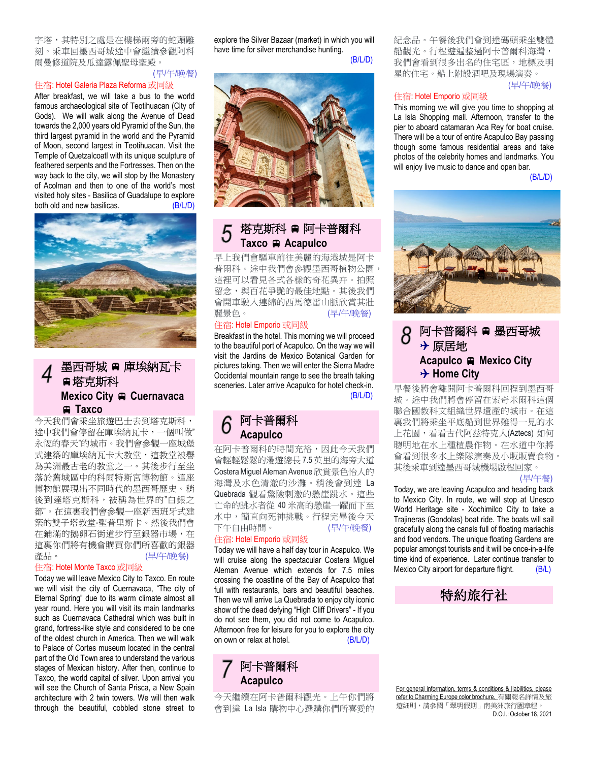字塔，其特別之處是在樓梯兩旁的蛇頭雕刻。乘車回墨西哥城途中會繼續參觀阿科爾曼修道院及瓜達露佩聖母聖殿。

(早/午/晚餐)

住宿: Hotel Galeria Plaza Reforma 或同級

After breakfast, we will take a bus to the world famous archaeological site of Teotihuacan (City of Gods). We will walk along the Avenue of Dead towards the 2,000 years old Pyramid of the Sun, the third largest pyramid in the world and the Pyramid of Moon, second largest in Teotihuacan. Visit the Temple of Quetzalcoatl with its unique sculpture of feathered serpents and the Fortresses. Then on the way back to the city, we will stop by the Monastery of Acolman and then to one of the world's most visited holy sites - Basilica of Guadalupe to explore both old and new basilicas.

(B/L/D)

## 4 墨西哥城 🚍 庫埃納瓦卡 🚍 塔克斯科
## Mexico City 🚍 Cuernavaca 🚍 Taxco

今天我們會乘坐旅遊巴士去到塔克斯科，途中我們會停留在庫埃納瓦卡，一個叫做"永恆的春天"的城市。我們會參觀一座城堡式建築的庫埃納瓦卡大教堂，這教堂被譽為美洲最古老的教堂之一。其後步行至坐落於舊城區中的科爾特斯宮博物館。這座博物館展現出不同時代的墨西哥歷史。稍後到達塔克斯科，被稱為世界的"白銀之都"。在這裏我們會參觀一座新西班牙式建築的雙子塔教堂-聖普里斯卡。然後我們會在鋪滿的鵝卵石街道步行至銀器市場，在這裏你們將有機會購買你們所喜歡的銀器產品。

(早/午/晚餐)

住宿: Hotel Monte Taxco 或同級

Today we will leave Mexico City to Taxco. En route we will visit the city of Cuernavaca, "The city of Eternal Spring" due to its warm climate almost all year round. Here you will visit its main landmarks such as Cuernavaca Cathedral which was built in grand, fortress-like style and considered to be one of the oldest church in America. Then we will walk to Palace of Cortes museum located in the central part of the Old Town area to understand the various stages of Mexican history. After then, continue to Taxco, the world capital of silver. Upon arrival you will see the Church of Santa Prisca, a New Spain architecture with 2 twin towers. We will then walk through the beautiful, cobbled stone street to explore the Silver Bazaar (market) in which you will have time for silver merchandise hunting.

(B/L/D)

## 5 塔克斯科 🚍 阿卡普爾科
## Taxco 🚍 Acapulco

早上我們會驅車前往美麗的海港城是阿卡普爾科。途中我們會參觀墨西哥植物公園，這裡可以看見各式各樣的奇花異卉。拍照留念，與百花爭艷的最佳地點。其後我們會開車駛入連綿的西馬德雷山脈欣賞其壯麗景色。

(早/午/晚餐)

住宿: Hotel Emporio 或同級

Breakfast in the hotel. This morning we will proceed to the beautiful port of Acapulco. On the way we will visit the Jardins de Mexico Botanical Garden for pictures taking. Then we will enter the Sierra Madre Occidental mountain range to see the breath taking sceneries. Later arrive Acapulco for hotel check-in.

(B/L/D)

## 6 阿卡普爾科
## Acapulco

在阿卡普爾科的時間充裕，因此今天我們會輕輕鬆鬆的漫遊總長 7.5 英里的海旁大道Costera Miguel Aleman Avenue 欣賞景色怡人的海灣及水色清澈的沙灘。稍後會到達 La Quebrada 觀看驚險刺激的懸崖跳水。這些亡命的跳水者從 40 米高的懸崖一躍而下至水中，簡直向死神挑戰。行程完畢後今天下午自由時間。

(早/午/晚餐)

住宿: Hotel Emporio 或同級

Today we will have a half day tour in Acapulco. We will cruise along the spectacular Costera Miguel Aleman Avenue which extends for 7.5 miles crossing the coastline of the Bay of Acapulco that full with restaurants, bars and beautiful beaches. Then we will arrive La Quebrada to enjoy city iconic show of the dead defying "High Cliff Drivers" - If you do not see them, you did not come to Acapulco. Afternoon free for leisure for you to explore the city on own or relax at hotel.

(B/L/D)

## 7 阿卡普爾科
## Acapulco

今天繼續在阿卡普爾科觀光。上午你們將會到達 La Isla 購物中心選購你們所喜愛的紀念品。午餐後我們會到達碼頭乘坐雙體船觀光。行程遊遍整過阿卡普爾科海灣，我們會看到很多出名的住宅區，地標及明星的住宅。船上附設酒吧及現場演奏。

(早/午/晚餐)

住宿: Hotel Emporio 或同級

This morning we will give you time to shopping at La Isla Shopping mall. Afternoon, transfer to the pier to aboard catamaran Aca Rey for boat cruise. There will be a tour of entire Acapulco Bay passing though some famous residential areas and take photos of the celebrity homes and landmarks. You will enjoy live music to dance and open bar.

(B/L/D)

## 8 阿卡普爾科 🚍 墨西哥城 ✈ 原居地
## Acapulco 🚍 Mexico City ✈ Home City

早餐後將會離開阿卡普爾科回程到墨西哥城。途中我們將會停留在索奇米爾科這個聯合國教科文組織世界遺產的城市。在這裏我們將乘坐平底船到世界難得一見的水上花園，看看古代阿茲特克人(Aztecs) 如何聰明地在水上種植農作物。在水道中你將會看到很多水上樂隊演奏及小販販賣食物。其後乘車到達墨西哥城機場啟程回家。

(早/午餐)

Today, we are leaving Acapulco and heading back to Mexico City. In route, we will stop at Unesco World Heritage site - Xochimilco City to take a Trajineras (Gondolas) boat ride. The boats will sail gracefully along the canals full of floating mariachis and food vendors. The unique floating Gardens are popular amongst tourists and it will be once-in-a-life time kind of experience. Later continue transfer to Mexico City airport for departure flight.

(B/L)

## 特約旅行社

For general information, terms & conditions & liabilities, please refer to Charming Europe color brochure. 有關報名詳情及旅遊細則，請參閱「翠明假期」南美洲旅行團章程。

D.O.I.: October 18, 2021